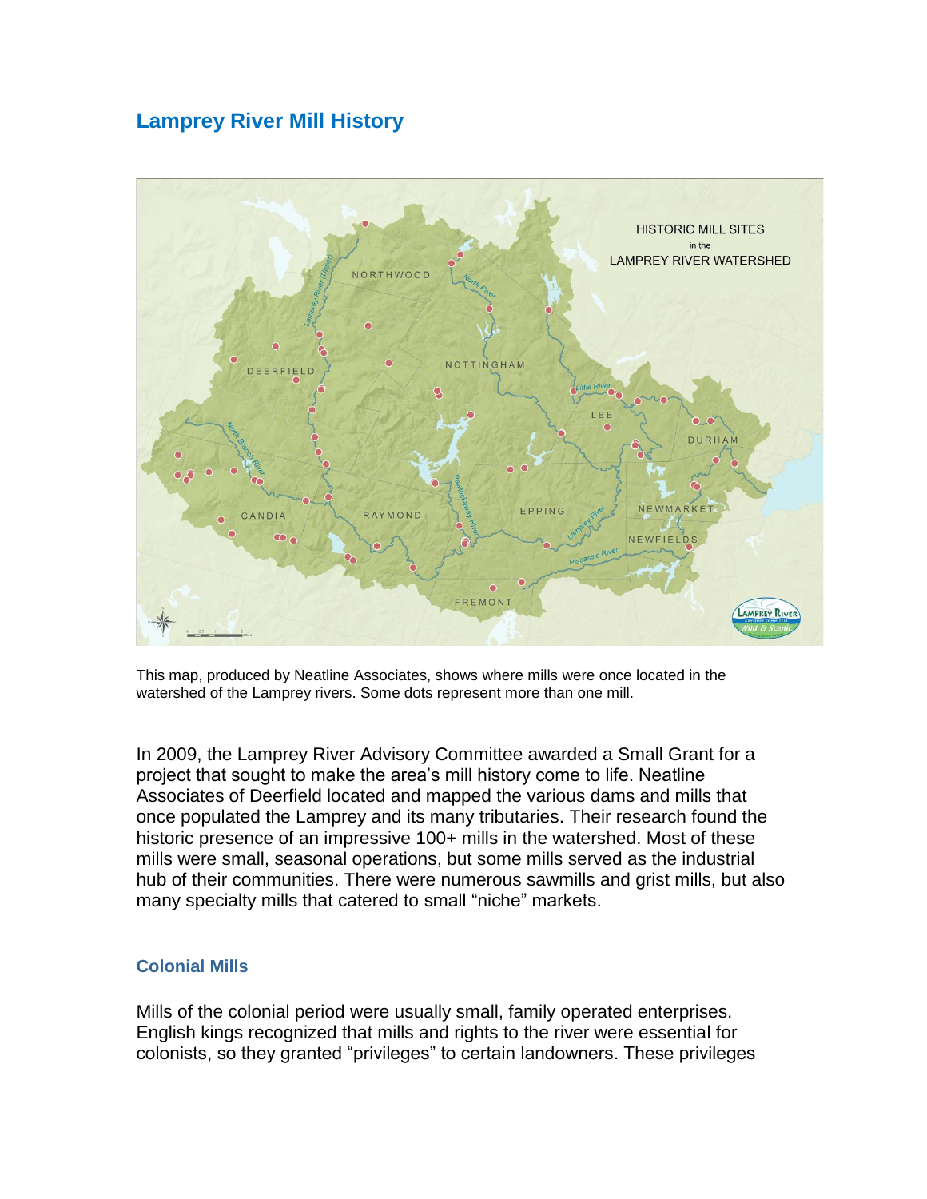# Lamprey River Mill History

This map, produced by Neatline Associates, shows where mills were once located in the watershed of the Lamprey rivers. Some dots represent more than one mill.

In 2009, the Lamprey River Advisory Committee awarded a Small Grant for a project that sought to make the area's mill history come to life. Neatline Associates of Deerfield located and mapped the various dams and mills that once populated the Lamprey and its many tributaries. Their research found the historic presence of an impressive 100+ mills in the watershed. Most of these mills were small, seasonal operations, but some mills served as the industrial hub of their communities. There were numerous sawmills and grist mills, but also many specialty mills that catered to small "niche" markets.

## Colonial Mills

Mills of the colonial period were usually small, family operated enterprises. English kings recognized that mills and rights to the river were essential for colonists, so they granted "privileges" to certain landowners. These privileges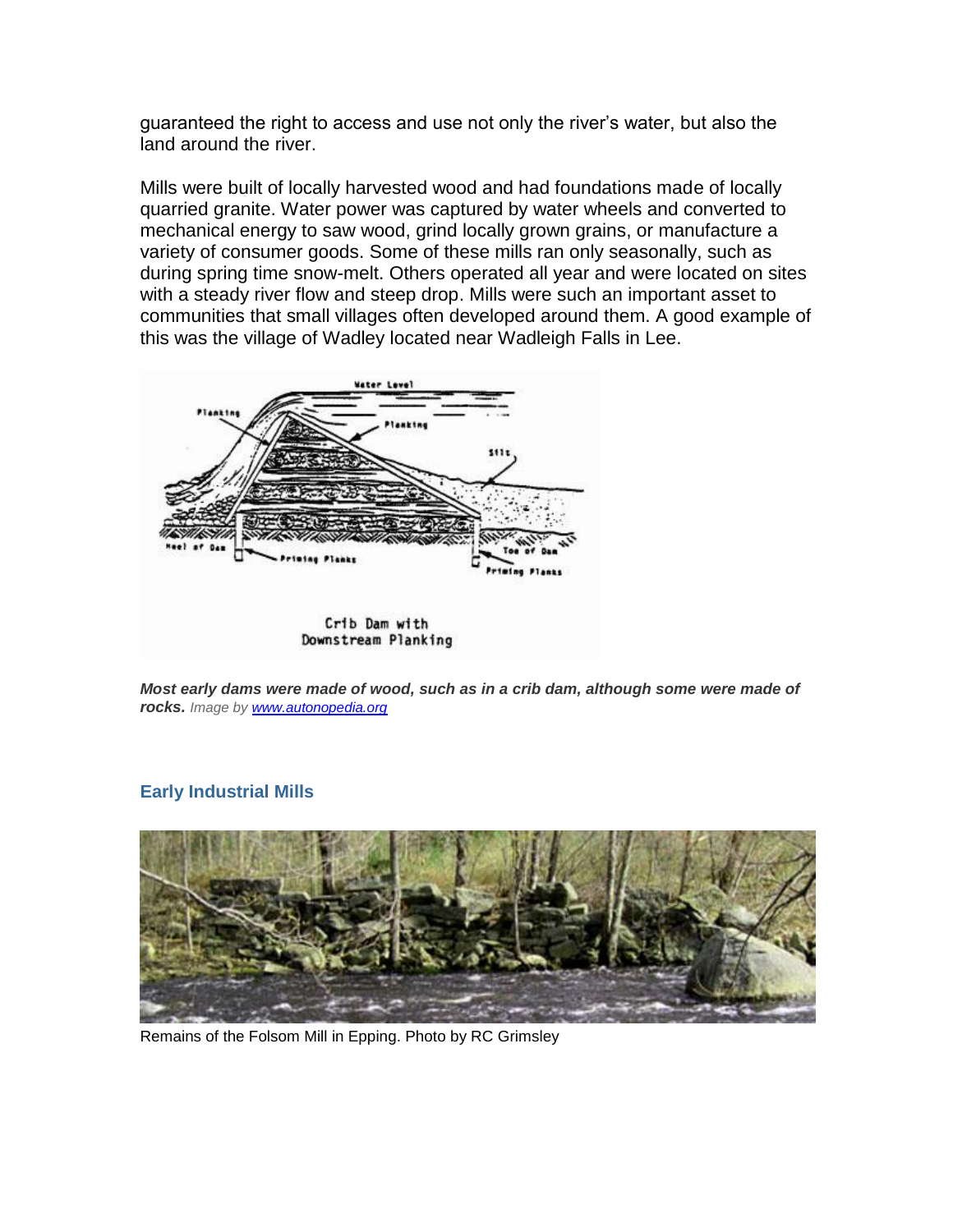guaranteed the right to access and use not only the river's water, but also the land around the river.

Mills were built of locally harvested wood and had foundations made of locally quarried granite. Water power was captured by water wheels and converted to mechanical energy to saw wood, grind locally grown grains, or manufacture a variety of consumer goods. Some of these mills ran only seasonally, such as during spring time snow-melt. Others operated all year and were located on sites with a steady river flow and steep drop. Mills were such an important asset to communities that small villages often developed around them. A good example of this was the village of Wadley located near Wadleigh Falls in Lee.

***Most early dams were made of wood, such as in a crib dam, although some were made of rocks.*** *Image by [www.autonopedia.org](www.autonopedia.org)*

## Early Industrial Mills

Remains of the Folsom Mill in Epping. Photo by RC Grimsley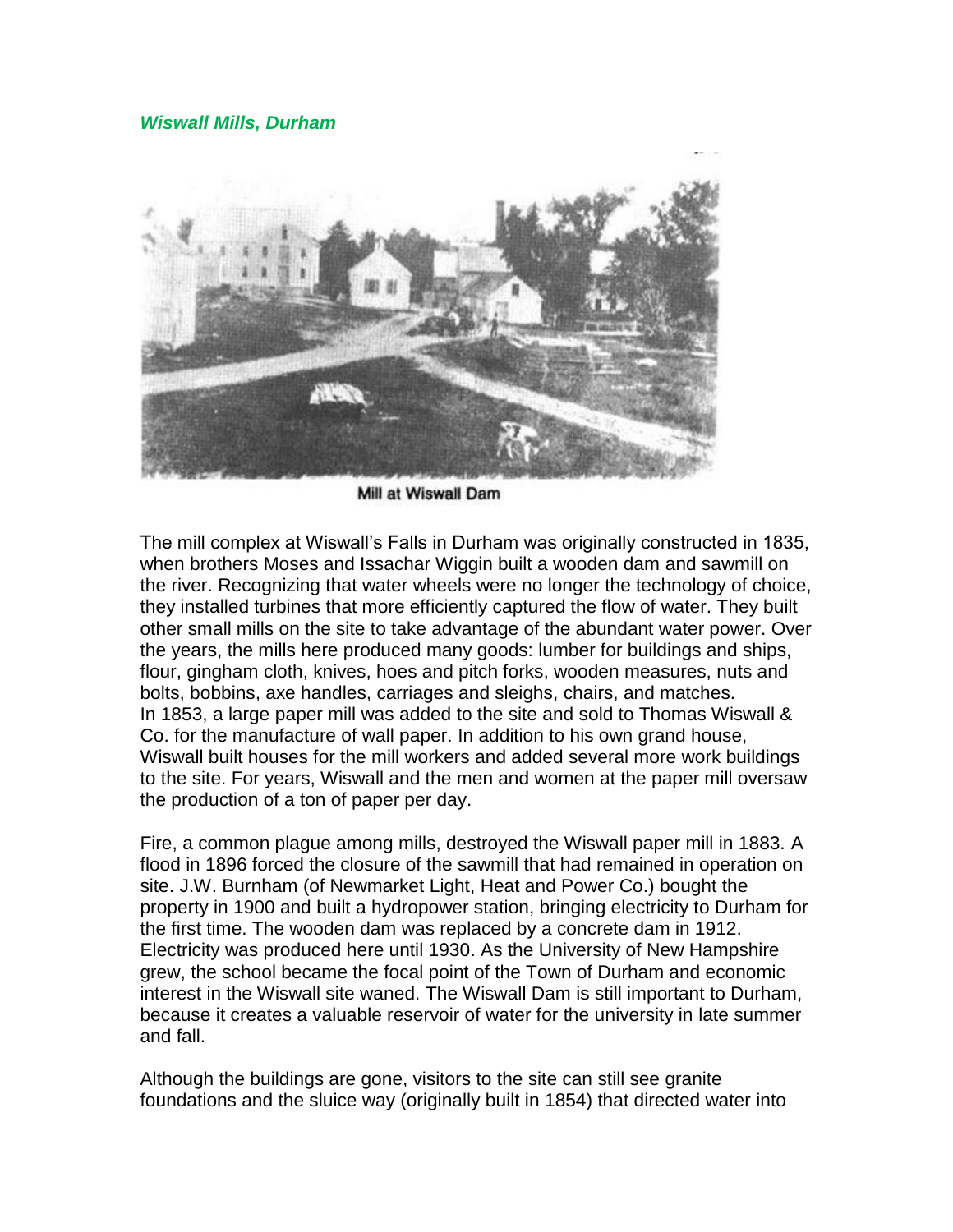### *Wiswall Mills, Durham*

Mill at Wiswall Dam

The mill complex at Wiswall's Falls in Durham was originally constructed in 1835, when brothers Moses and Issachar Wiggin built a wooden dam and sawmill on the river. Recognizing that water wheels were no longer the technology of choice, they installed turbines that more efficiently captured the flow of water. They built other small mills on the site to take advantage of the abundant water power. Over the years, the mills here produced many goods: lumber for buildings and ships, flour, gingham cloth, knives, hoes and pitch forks, wooden measures, nuts and bolts, bobbins, axe handles, carriages and sleighs, chairs, and matches. In 1853, a large paper mill was added to the site and sold to Thomas Wiswall & Co. for the manufacture of wall paper. In addition to his own grand house, Wiswall built houses for the mill workers and added several more work buildings to the site. For years, Wiswall and the men and women at the paper mill oversaw the production of a ton of paper per day.

Fire, a common plague among mills, destroyed the Wiswall paper mill in 1883. A flood in 1896 forced the closure of the sawmill that had remained in operation on site. J.W. Burnham (of Newmarket Light, Heat and Power Co.) bought the property in 1900 and built a hydropower station, bringing electricity to Durham for the first time. The wooden dam was replaced by a concrete dam in 1912. Electricity was produced here until 1930. As the University of New Hampshire grew, the school became the focal point of the Town of Durham and economic interest in the Wiswall site waned. The Wiswall Dam is still important to Durham, because it creates a valuable reservoir of water for the university in late summer and fall.

Although the buildings are gone, visitors to the site can still see granite foundations and the sluice way (originally built in 1854) that directed water into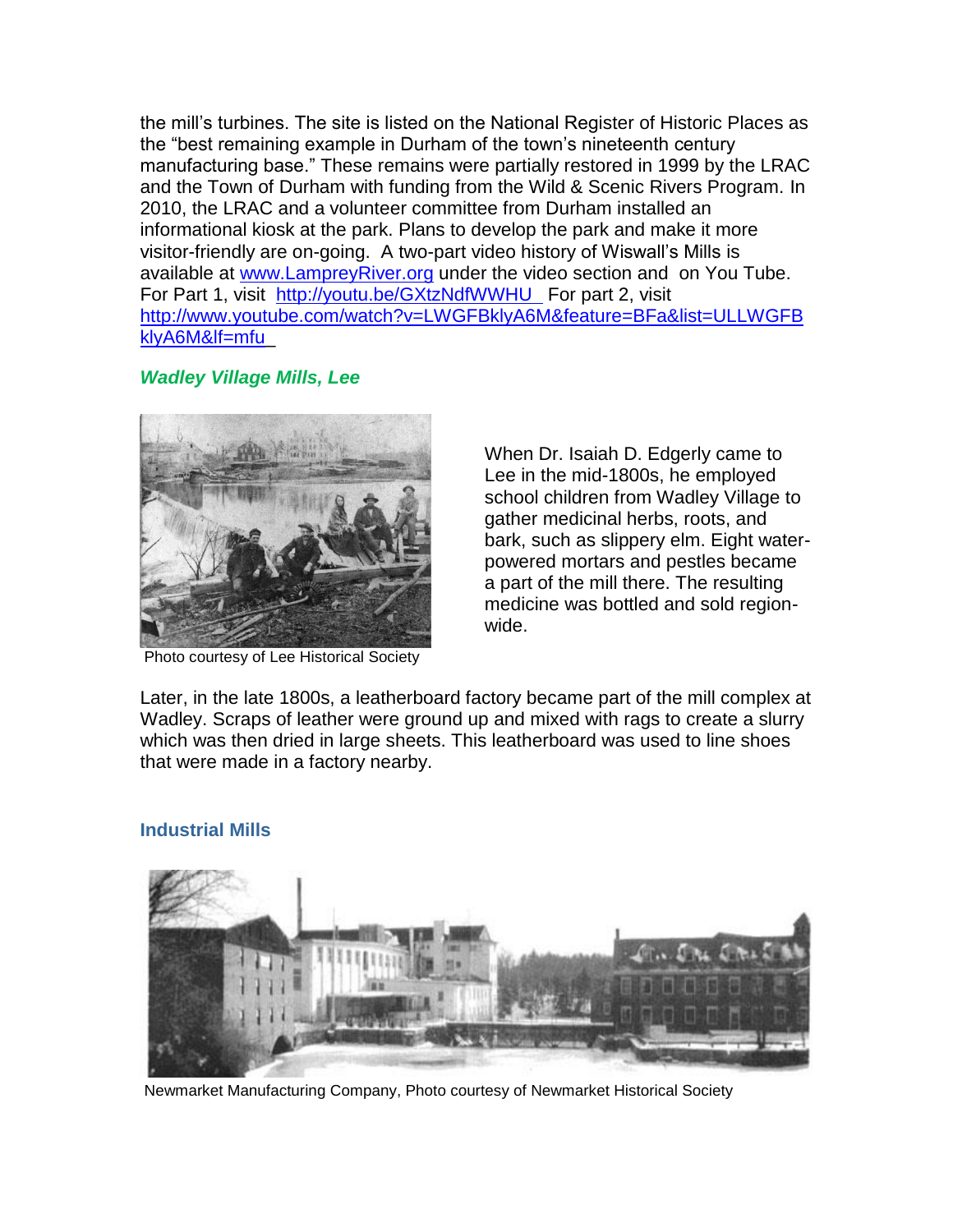the mill's turbines. The site is listed on the National Register of Historic Places as the "best remaining example in Durham of the town's nineteenth century manufacturing base." These remains were partially restored in 1999 by the LRAC and the Town of Durham with funding from the Wild & Scenic Rivers Program. In 2010, the LRAC and a volunteer committee from Durham installed an informational kiosk at the park. Plans to develop the park and make it more visitor-friendly are on-going. A two-part video history of Wiswall's Mills is available at www.LampreyRiver.org under the video section and on You Tube. For Part 1, visit http://youtu.be/GXtzNdfWWHU For part 2, visit http://www.youtube.com/watch?v=LWGFBklyA6M&feature=BFa&list=ULLWGFBklyA6M&lf=mfu

### *Wadley Village Mills, Lee*

Photo courtesy of Lee Historical Society

When Dr. Isaiah D. Edgerly came to Lee in the mid-1800s, he employed school children from Wadley Village to gather medicinal herbs, roots, and bark, such as slippery elm. Eight water-powered mortars and pestles became a part of the mill there. The resulting medicine was bottled and sold region-wide.

Later, in the late 1800s, a leatherboard factory became part of the mill complex at Wadley. Scraps of leather were ground up and mixed with rags to create a slurry which was then dried in large sheets. This leatherboard was used to line shoes that were made in a factory nearby.

## Industrial Mills

Newmarket Manufacturing Company, Photo courtesy of Newmarket Historical Society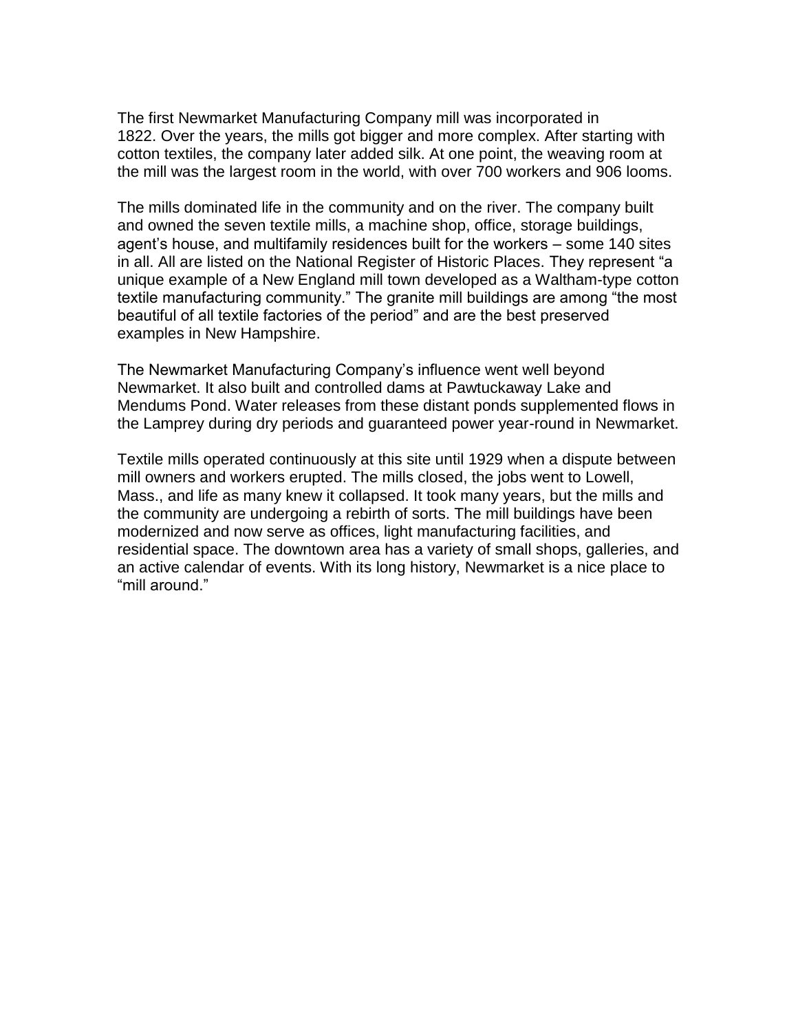The first Newmarket Manufacturing Company mill was incorporated in 1822. Over the years, the mills got bigger and more complex. After starting with cotton textiles, the company later added silk. At one point, the weaving room at the mill was the largest room in the world, with over 700 workers and 906 looms.

The mills dominated life in the community and on the river. The company built and owned the seven textile mills, a machine shop, office, storage buildings, agent's house, and multifamily residences built for the workers – some 140 sites in all. All are listed on the National Register of Historic Places. They represent "a unique example of a New England mill town developed as a Waltham-type cotton textile manufacturing community." The granite mill buildings are among "the most beautiful of all textile factories of the period" and are the best preserved examples in New Hampshire.

The Newmarket Manufacturing Company's influence went well beyond Newmarket. It also built and controlled dams at Pawtuckaway Lake and Mendums Pond. Water releases from these distant ponds supplemented flows in the Lamprey during dry periods and guaranteed power year-round in Newmarket.

Textile mills operated continuously at this site until 1929 when a dispute between mill owners and workers erupted. The mills closed, the jobs went to Lowell, Mass., and life as many knew it collapsed. It took many years, but the mills and the community are undergoing a rebirth of sorts. The mill buildings have been modernized and now serve as offices, light manufacturing facilities, and residential space. The downtown area has a variety of small shops, galleries, and an active calendar of events. With its long history, Newmarket is a nice place to "mill around."